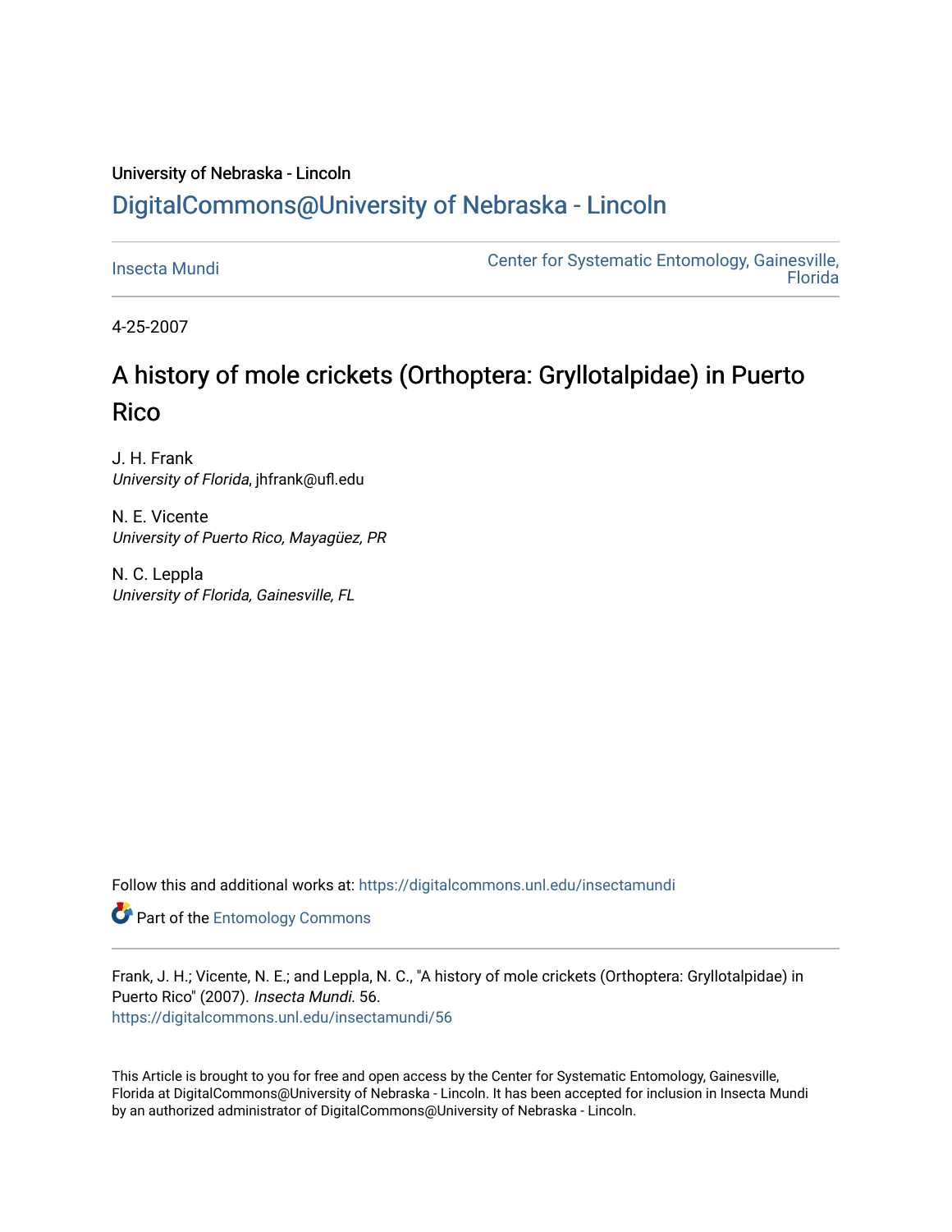University of Nebraska - Lincoln

# DigitalCommons@University of Nebraska - Lincoln

Insecta Mundi

Center for Systematic Entomology, Gainesville, Florida

4-25-2007

# A history of mole crickets (Orthoptera: Gryllotalpidae) in Puerto Rico

J. H. Frank
*University of Florida*, jhfrank@ufl.edu

N. E. Vicente
*University of Puerto Rico, Mayagüez, PR*

N. C. Leppla
*University of Florida, Gainesville, FL*

Follow this and additional works at: https://digitalcommons.unl.edu/insectamundi

Part of the Entomology Commons

Frank, J. H.; Vicente, N. E.; and Leppla, N. C., "A history of mole crickets (Orthoptera: Gryllotalpidae) in Puerto Rico" (2007). *Insecta Mundi*. 56.
https://digitalcommons.unl.edu/insectamundi/56

This Article is brought to you for free and open access by the Center for Systematic Entomology, Gainesville, Florida at DigitalCommons@University of Nebraska - Lincoln. It has been accepted for inclusion in Insecta Mundi by an authorized administrator of DigitalCommons@University of Nebraska - Lincoln.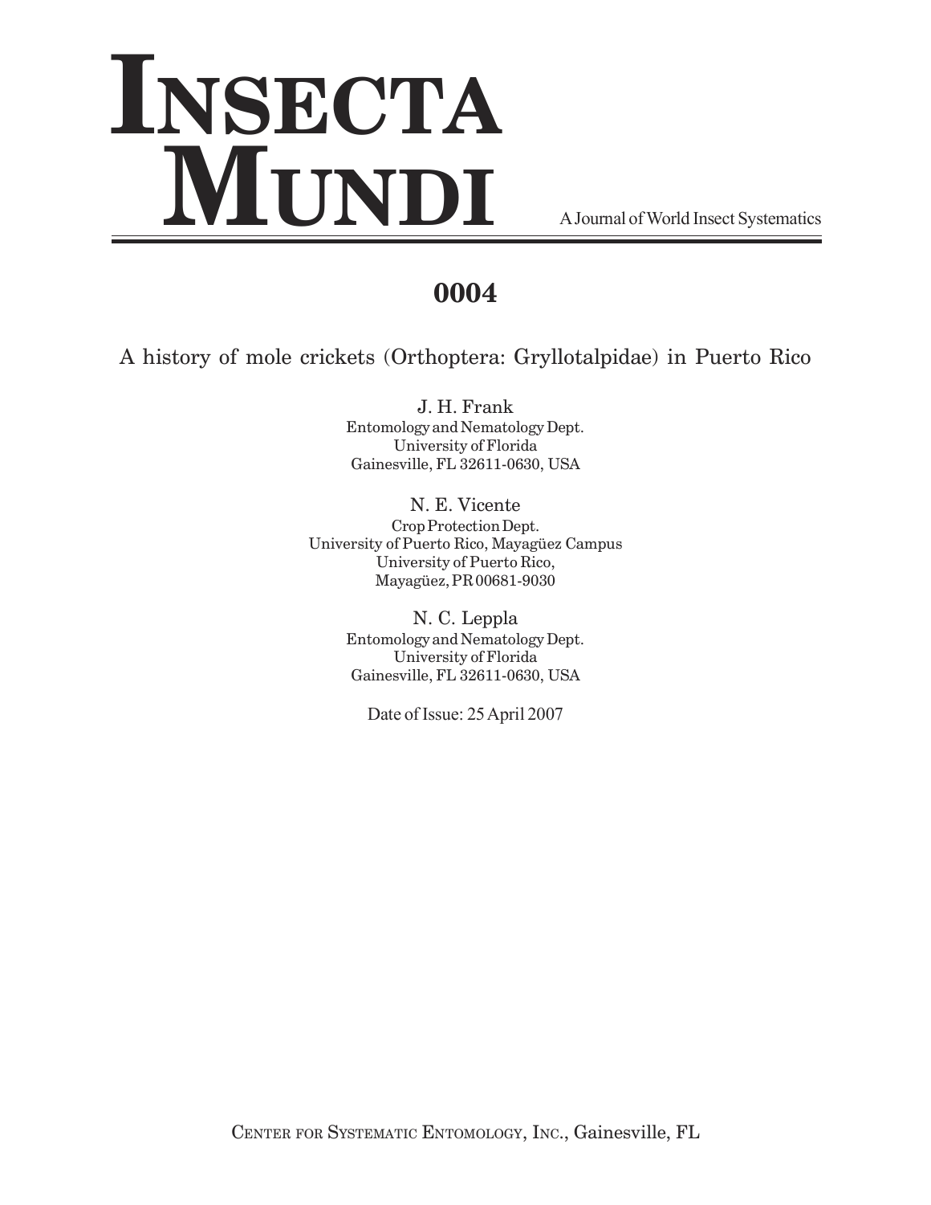# INSECTA MUNDI

A Journal of World Insect Systematics

## 0004

A history of mole crickets (Orthoptera: Gryllotalpidae) in Puerto Rico

J. H. Frank  
Entomology and Nematology Dept.  
University of Florida  
Gainesville, FL 32611-0630, USA

N. E. Vicente  
Crop Protection Dept.  
University of Puerto Rico, Mayagüez Campus  
University of Puerto Rico,  
Mayagüez, PR 00681-9030

N. C. Leppla  
Entomology and Nematology Dept.  
University of Florida  
Gainesville, FL 32611-0630, USA

Date of Issue: 25 April 2007

Center for Systematic Entomology, Inc., Gainesville, FL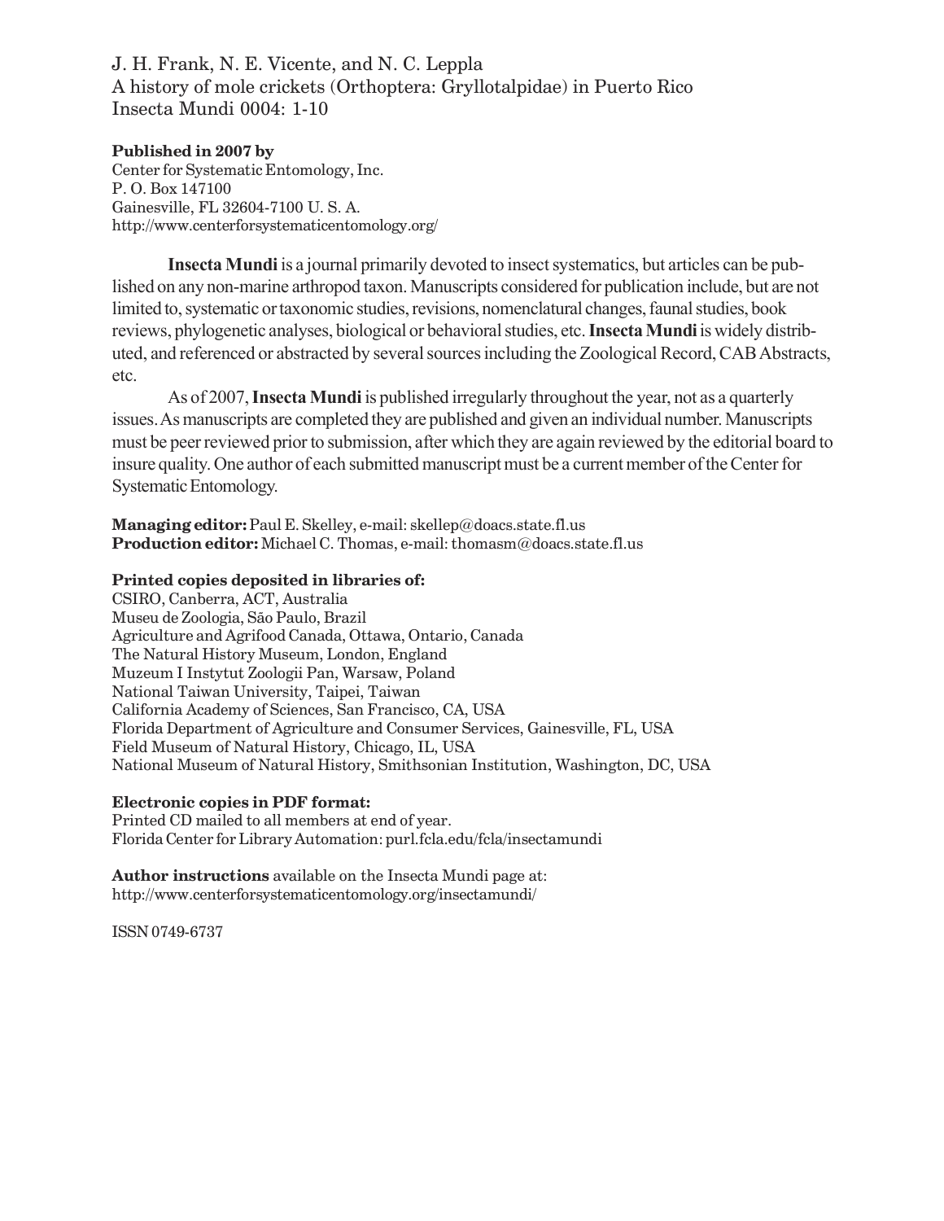J. H. Frank, N. E. Vicente, and N. C. Leppla
A history of mole crickets (Orthoptera: Gryllotalpidae) in Puerto Rico
Insecta Mundi 0004: 1-10

**Published in 2007 by**
Center for Systematic Entomology, Inc.
P. O. Box 147100
Gainesville, FL 32604-7100 U. S. A.
http://www.centerforsystematicentomology.org/

**Insecta Mundi** is a journal primarily devoted to insect systematics, but articles can be published on any non-marine arthropod taxon. Manuscripts considered for publication include, but are not limited to, systematic or taxonomic studies, revisions, nomenclatural changes, faunal studies, book reviews, phylogenetic analyses, biological or behavioral studies, etc. **Insecta Mundi** is widely distributed, and referenced or abstracted by several sources including the Zoological Record, CAB Abstracts, etc.

As of 2007, **Insecta Mundi** is published irregularly throughout the year, not as a quarterly issues. As manuscripts are completed they are published and given an individual number. Manuscripts must be peer reviewed prior to submission, after which they are again reviewed by the editorial board to insure quality. One author of each submitted manuscript must be a current member of the Center for Systematic Entomology.

**Managing editor:** Paul E. Skelley, e-mail: skellep@doacs.state.fl.us
**Production editor:** Michael C. Thomas, e-mail: thomasm@doacs.state.fl.us

**Printed copies deposited in libraries of:**
CSIRO, Canberra, ACT, Australia
Museu de Zoologia, São Paulo, Brazil
Agriculture and Agrifood Canada, Ottawa, Ontario, Canada
The Natural History Museum, London, England
Muzeum I Instytut Zoologii Pan, Warsaw, Poland
National Taiwan University, Taipei, Taiwan
California Academy of Sciences, San Francisco, CA, USA
Florida Department of Agriculture and Consumer Services, Gainesville, FL, USA
Field Museum of Natural History, Chicago, IL, USA
National Museum of Natural History, Smithsonian Institution, Washington, DC, USA

**Electronic copies in PDF format:**
Printed CD mailed to all members at end of year.
Florida Center for Library Automation: purl.fcla.edu/fcla/insectamundi

**Author instructions** available on the Insecta Mundi page at:
http://www.centerforsystematicentomology.org/insectamundi/

ISSN 0749-6737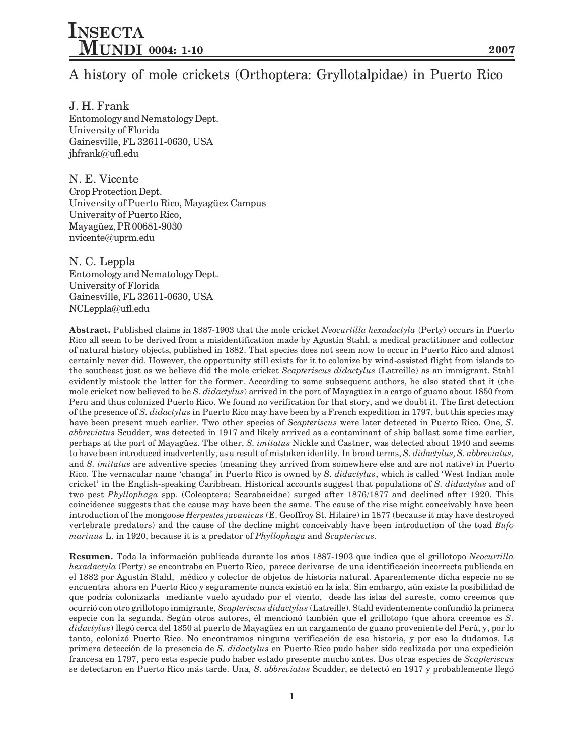# A history of mole crickets (Orthoptera: Gryllotalpidae) in Puerto Rico

J. H. Frank
Entomology and Nematology Dept.
University of Florida
Gainesville, FL 32611-0630, USA
jhfrank@ufl.edu

N. E. Vicente
Crop Protection Dept.
University of Puerto Rico, Mayagüez Campus
University of Puerto Rico,
Mayagüez, PR 00681-9030
nvicente@uprm.edu

N. C. Leppla
Entomology and Nematology Dept.
University of Florida
Gainesville, FL 32611-0630, USA
NCLeppla@ufl.edu

**Abstract.** Published claims in 1887-1903 that the mole cricket *Neocurtilla hexadactyla* (Perty) occurs in Puerto Rico all seem to be derived from a misidentification made by Agustín Stahl, a medical practitioner and collector of natural history objects, published in 1882. That species does not seem now to occur in Puerto Rico and almost certainly never did. However, the opportunity still exists for it to colonize by wind-assisted flight from islands to the southeast just as we believe did the mole cricket *Scapteriscus didactylus* (Latreille) as an immigrant. Stahl evidently mistook the latter for the former. According to some subsequent authors, he also stated that it (the mole cricket now believed to be *S. didactylus*) arrived in the port of Mayagüez in a cargo of guano about 1850 from Peru and thus colonized Puerto Rico. We found no verification for that story, and we doubt it. The first detection of the presence of *S. didactylus* in Puerto Rico may have been by a French expedition in 1797, but this species may have been present much earlier. Two other species of *Scapteriscus* were later detected in Puerto Rico. One, *S. abbreviatus* Scudder, was detected in 1917 and likely arrived as a contaminant of ship ballast some time earlier, perhaps at the port of Mayagüez. The other, *S. imitatus* Nickle and Castner, was detected about 1940 and seems to have been introduced inadvertently, as a result of mistaken identity. In broad terms, *S. didactylus, S. abbreviatus,* and *S. imitatus* are adventive species (meaning they arrived from somewhere else and are not native) in Puerto Rico. The vernacular name 'changa' in Puerto Rico is owned by *S. didactylus*, which is called 'West Indian mole cricket' in the English-speaking Caribbean. Historical accounts suggest that populations of *S. didactylus* and of two pest *Phyllophaga* spp. (Coleoptera: Scarabaeidae) surged after 1876/1877 and declined after 1920. This coincidence suggests that the cause may have been the same. The cause of the rise might conceivably have been introduction of the mongoose *Herpestes javanicus* (E. Geoffroy St. Hilaire) in 1877 (because it may have destroyed vertebrate predators) and the cause of the decline might conceivably have been introduction of the toad *Bufo marinus* L. in 1920, because it is a predator of *Phyllophaga* and *Scapteriscus*.

**Resumen.** Toda la información publicada durante los años 1887-1903 que indica que el grillotopo *Neocurtilla hexadactyla* (Perty) se encontraba en Puerto Rico, parece derivarse de una identificación incorrecta publicada en el 1882 por Agustín Stahl, médico y colector de objetos de historia natural. Aparentemente dicha especie no se encuentra ahora en Puerto Rico y seguramente nunca existió en la isla. Sin embargo, aún existe la posibilidad de que podría colonizarla mediante vuelo ayudado por el viento, desde las islas del sureste, como creemos que ocurrió con otro grillotopo inmigrante, *Scapteriscus didactylus* (Latreille). Stahl evidentemente confundió la primera especie con la segunda. Según otros autores, él mencionó también que el grillotopo (que ahora creemos es *S. didactylus*) llegó cerca del 1850 al puerto de Mayagüez en un cargamento de guano proveniente del Perú, y, por lo tanto, colonizó Puerto Rico. No encontramos ninguna verificación de esa historia, y por eso la dudamos. La primera detección de la presencia de *S. didactylus* en Puerto Rico pudo haber sido realizada por una expedición francesa en 1797, pero esta especie pudo haber estado presente mucho antes. Dos otras especies de *Scapteriscus* se detectaron en Puerto Rico más tarde. Una, *S. abbreviatus* Scudder, se detectó en 1917 y probablemente llegó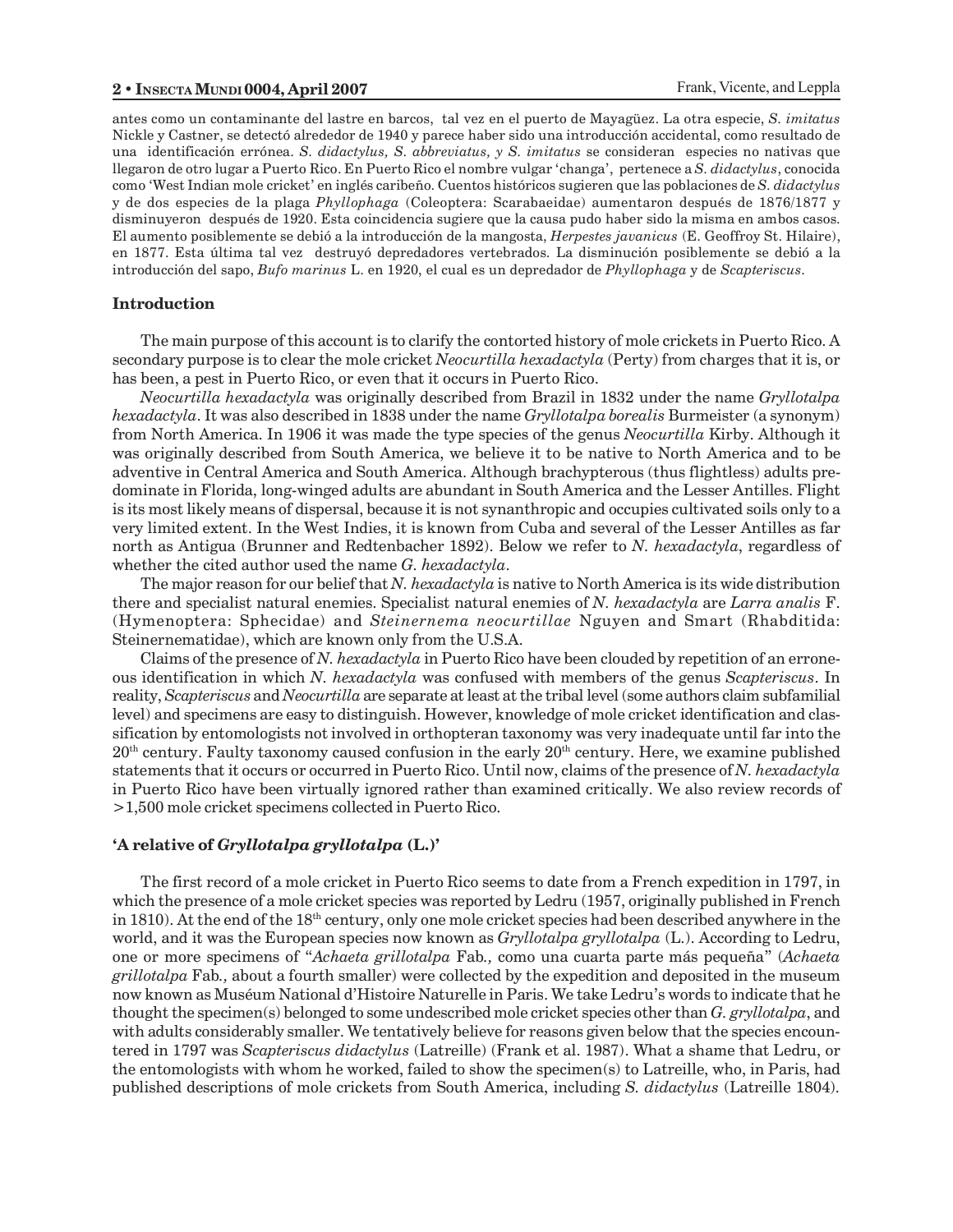antes como un contaminante del lastre en barcos, tal vez en el puerto de Mayagüez. La otra especie, *S. imitatus* Nickle y Castner, se detectó alrededor de 1940 y parece haber sido una introducción accidental, como resultado de una identificación errónea. *S. didactylus, S. abbreviatus, y S. imitatus* se consideran especies no nativas que llegaron de otro lugar a Puerto Rico. En Puerto Rico el nombre vulgar 'changa', pertenece a *S. didactylus*, conocida como 'West Indian mole cricket' en inglés caribeño. Cuentos históricos sugieren que las poblaciones de *S. didactylus* y de dos especies de la plaga *Phyllophaga* (Coleoptera: Scarabaeidae) aumentaron después de 1876/1877 y disminuyeron después de 1920. Esta coincidencia sugiere que la causa pudo haber sido la misma en ambos casos. El aumento posiblemente se debió a la introducción de la mangosta, *Herpestes javanicus* (E. Geoffroy St. Hilaire), en 1877. Esta última tal vez destruyó depredadores vertebrados. La disminución posiblemente se debió a la introducción del sapo, *Bufo marinus* L. en 1920, el cual es un depredador de *Phyllophaga* y de *Scapteriscus*.

## Introduction

The main purpose of this account is to clarify the contorted history of mole crickets in Puerto Rico. A secondary purpose is to clear the mole cricket *Neocurtilla hexadactyla* (Perty) from charges that it is, or has been, a pest in Puerto Rico, or even that it occurs in Puerto Rico.

*Neocurtilla hexadactyla* was originally described from Brazil in 1832 under the name *Gryllotalpa hexadactyla*. It was also described in 1838 under the name *Gryllotalpa borealis* Burmeister (a synonym) from North America. In 1906 it was made the type species of the genus *Neocurtilla* Kirby. Although it was originally described from South America, we believe it to be native to North America and to be adventive in Central America and South America. Although brachypterous (thus flightless) adults predominate in Florida, long-winged adults are abundant in South America and the Lesser Antilles. Flight is its most likely means of dispersal, because it is not synanthropic and occupies cultivated soils only to a very limited extent. In the West Indies, it is known from Cuba and several of the Lesser Antilles as far north as Antigua (Brunner and Redtenbacher 1892). Below we refer to *N. hexadactyla*, regardless of whether the cited author used the name *G. hexadactyla*.

The major reason for our belief that *N. hexadactyla* is native to North America is its wide distribution there and specialist natural enemies. Specialist natural enemies of *N. hexadactyla* are *Larra analis* F. (Hymenoptera: Sphecidae) and *Steinernema neocurtillae* Nguyen and Smart (Rhabditida: Steinernematidae), which are known only from the U.S.A.

Claims of the presence of *N. hexadactyla* in Puerto Rico have been clouded by repetition of an erroneous identification in which *N. hexadactyla* was confused with members of the genus *Scapteriscus*. In reality, *Scapteriscus* and *Neocurtilla* are separate at least at the tribal level (some authors claim subfamilial level) and specimens are easy to distinguish. However, knowledge of mole cricket identification and classification by entomologists not involved in orthopteran taxonomy was very inadequate until far into the 20th century. Faulty taxonomy caused confusion in the early 20th century. Here, we examine published statements that it occurs or occurred in Puerto Rico. Until now, claims of the presence of *N. hexadactyla* in Puerto Rico have been virtually ignored rather than examined critically. We also review records of >1,500 mole cricket specimens collected in Puerto Rico.

## 'A relative of *Gryllotalpa gryllotalpa* (L.)'

The first record of a mole cricket in Puerto Rico seems to date from a French expedition in 1797, in which the presence of a mole cricket species was reported by Ledru (1957, originally published in French in 1810). At the end of the 18th century, only one mole cricket species had been described anywhere in the world, and it was the European species now known as *Gryllotalpa gryllotalpa* (L.). According to Ledru, one or more specimens of "*Achaeta grillotalpa* Fab*.,* como una cuarta parte más pequeña" (*Achaeta grillotalpa* Fab*.,* about a fourth smaller) were collected by the expedition and deposited in the museum now known as Muséum National d'Histoire Naturelle in Paris. We take Ledru's words to indicate that he thought the specimen(s) belonged to some undescribed mole cricket species other than *G. gryllotalpa*, and with adults considerably smaller. We tentatively believe for reasons given below that the species encountered in 1797 was *Scapteriscus didactylus* (Latreille) (Frank et al. 1987). What a shame that Ledru, or the entomologists with whom he worked, failed to show the specimen(s) to Latreille, who, in Paris, had published descriptions of mole crickets from South America, including *S. didactylus* (Latreille 1804).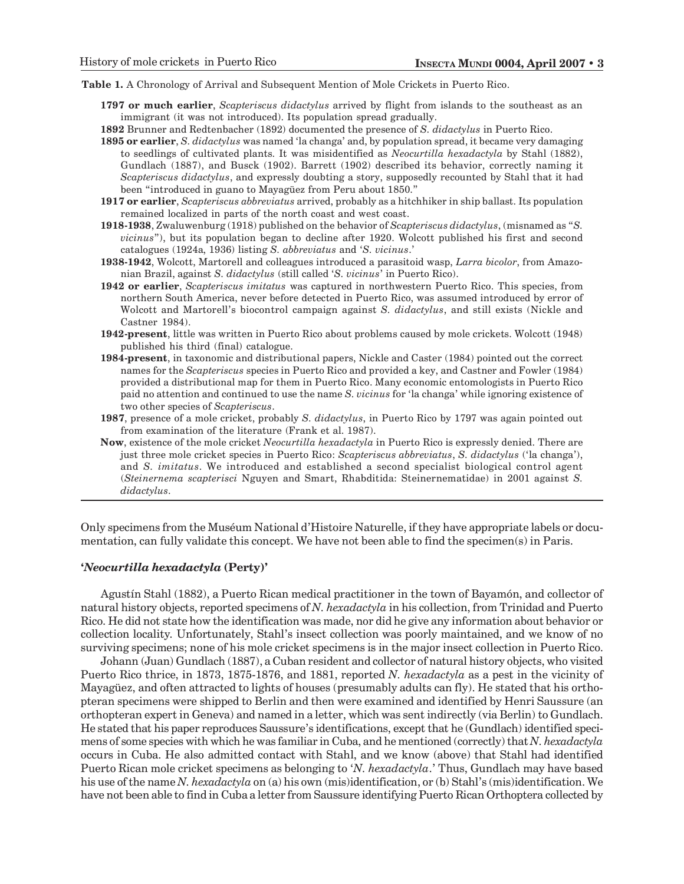**Table 1.** A Chronology of Arrival and Subsequent Mention of Mole Crickets in Puerto Rico.

**1797 or much earlier**, *Scapteriscus didactylus* arrived by flight from islands to the southeast as an immigrant (it was not introduced). Its population spread gradually.

**1892** Brunner and Redtenbacher (1892) documented the presence of *S. didactylus* in Puerto Rico.

**1895 or earlier**, *S. didactylus* was named 'la changa' and, by population spread, it became very damaging to seedlings of cultivated plants. It was misidentified as *Neocurtilla hexadactyla* by Stahl (1882), Gundlach (1887), and Busck (1902). Barrett (1902) described its behavior, correctly naming it *Scapteriscus didactylus*, and expressly doubting a story, supposedly recounted by Stahl that it had been "introduced in guano to Mayagüez from Peru about 1850."

**1917 or earlier**, *Scapteriscus abbreviatus* arrived, probably as a hitchhiker in ship ballast. Its population remained localized in parts of the north coast and west coast.

**1918-1938**, Zwaluwenburg (1918) published on the behavior of *Scapteriscus didactylus*, (misnamed as "*S. vicinus*"), but its population began to decline after 1920. Wolcott published his first and second catalogues (1924a, 1936) listing *S. abbreviatus* and '*S. vicinus*.'

**1938-1942**, Wolcott, Martorell and colleagues introduced a parasitoid wasp, *Larra bicolor*, from Amazonian Brazil, against *S. didactylus* (still called '*S. vicinus*' in Puerto Rico).

**1942 or earlier**, *Scapteriscus imitatus* was captured in northwestern Puerto Rico. This species, from northern South America, never before detected in Puerto Rico, was assumed introduced by error of Wolcott and Martorell's biocontrol campaign against *S. didactylus*, and still exists (Nickle and Castner 1984).

**1942-present**, little was written in Puerto Rico about problems caused by mole crickets. Wolcott (1948) published his third (final) catalogue.

**1984-present**, in taxonomic and distributional papers, Nickle and Caster (1984) pointed out the correct names for the *Scapteriscus* species in Puerto Rico and provided a key, and Castner and Fowler (1984) provided a distributional map for them in Puerto Rico. Many economic entomologists in Puerto Rico paid no attention and continued to use the name *S. vicinus* for 'la changa' while ignoring existence of two other species of *Scapteriscus*.

**1987**, presence of a mole cricket, probably *S. didactylus*, in Puerto Rico by 1797 was again pointed out from examination of the literature (Frank et al. 1987).

**Now**, existence of the mole cricket *Neocurtilla hexadactyla* in Puerto Rico is expressly denied. There are just three mole cricket species in Puerto Rico: *Scapteriscus abbreviatus*, *S. didactylus* ('la changa'), and *S. imitatus*. We introduced and established a second specialist biological control agent (*Steinernema scapterisci* Nguyen and Smart, Rhabditida: Steinernematidae) in 2001 against *S. didactylus*.

Only specimens from the Muséum National d'Histoire Naturelle, if they have appropriate labels or documentation, can fully validate this concept. We have not been able to find the specimen(s) in Paris.

### '*Neocurtilla hexadactyla* (Perty)'

Agustín Stahl (1882), a Puerto Rican medical practitioner in the town of Bayamón, and collector of natural history objects, reported specimens of *N. hexadactyla* in his collection, from Trinidad and Puerto Rico. He did not state how the identification was made, nor did he give any information about behavior or collection locality. Unfortunately, Stahl's insect collection was poorly maintained, and we know of no surviving specimens; none of his mole cricket specimens is in the major insect collection in Puerto Rico.

Johann (Juan) Gundlach (1887), a Cuban resident and collector of natural history objects, who visited Puerto Rico thrice, in 1873, 1875-1876, and 1881, reported *N. hexadactyla* as a pest in the vicinity of Mayagüez, and often attracted to lights of houses (presumably adults can fly). He stated that his orthopteran specimens were shipped to Berlin and then were examined and identified by Henri Saussure (an orthopteran expert in Geneva) and named in a letter, which was sent indirectly (via Berlin) to Gundlach. He stated that his paper reproduces Saussure's identifications, except that he (Gundlach) identified specimens of some species with which he was familiar in Cuba, and he mentioned (correctly) that *N. hexadactyla* occurs in Cuba. He also admitted contact with Stahl, and we know (above) that Stahl had identified Puerto Rican mole cricket specimens as belonging to '*N. hexadactyla*.' Thus, Gundlach may have based his use of the name *N. hexadactyla* on (a) his own (mis)identification, or (b) Stahl's (mis)identification. We have not been able to find in Cuba a letter from Saussure identifying Puerto Rican Orthoptera collected by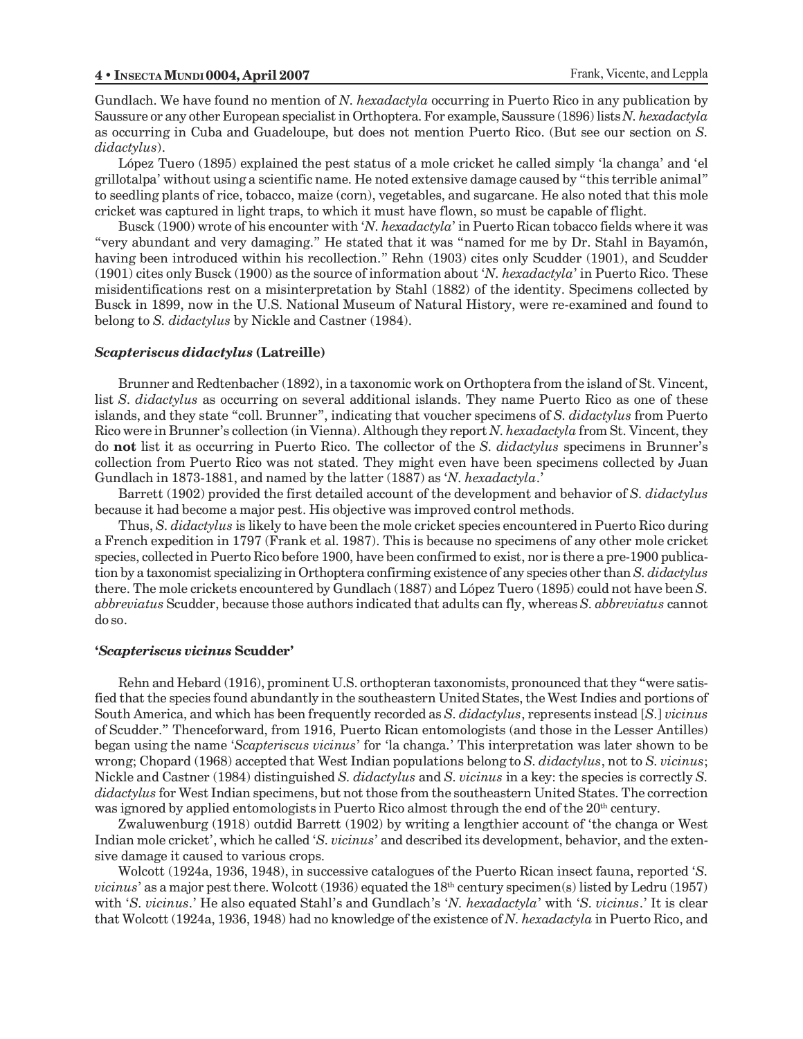Gundlach. We have found no mention of *N. hexadactyla* occurring in Puerto Rico in any publication by Saussure or any other European specialist in Orthoptera. For example, Saussure (1896) lists *N. hexadactyla* as occurring in Cuba and Guadeloupe, but does not mention Puerto Rico. (But see our section on *S. didactylus*).

López Tuero (1895) explained the pest status of a mole cricket he called simply 'la changa' and 'el grillotalpa' without using a scientific name. He noted extensive damage caused by "this terrible animal" to seedling plants of rice, tobacco, maize (corn), vegetables, and sugarcane. He also noted that this mole cricket was captured in light traps, to which it must have flown, so must be capable of flight.

Busck (1900) wrote of his encounter with '*N. hexadactyla*' in Puerto Rican tobacco fields where it was "very abundant and very damaging." He stated that it was "named for me by Dr. Stahl in Bayamón, having been introduced within his recollection." Rehn (1903) cites only Scudder (1901), and Scudder (1901) cites only Busck (1900) as the source of information about '*N. hexadactyla*' in Puerto Rico. These misidentifications rest on a misinterpretation by Stahl (1882) of the identity. Specimens collected by Busck in 1899, now in the U.S. National Museum of Natural History, were re-examined and found to belong to *S. didactylus* by Nickle and Castner (1984).

### *Scapteriscus didactylus* (Latreille)

Brunner and Redtenbacher (1892), in a taxonomic work on Orthoptera from the island of St. Vincent, list *S. didactylus* as occurring on several additional islands. They name Puerto Rico as one of these islands, and they state "coll. Brunner", indicating that voucher specimens of *S. didactylus* from Puerto Rico were in Brunner's collection (in Vienna). Although they report *N. hexadactyla* from St. Vincent, they do **not** list it as occurring in Puerto Rico. The collector of the *S. didactylus* specimens in Brunner's collection from Puerto Rico was not stated. They might even have been specimens collected by Juan Gundlach in 1873-1881, and named by the latter (1887) as '*N. hexadactyla*.'

Barrett (1902) provided the first detailed account of the development and behavior of *S. didactylus* because it had become a major pest. His objective was improved control methods.

Thus, *S. didactylus* is likely to have been the mole cricket species encountered in Puerto Rico during a French expedition in 1797 (Frank et al. 1987). This is because no specimens of any other mole cricket species, collected in Puerto Rico before 1900, have been confirmed to exist, nor is there a pre-1900 publication by a taxonomist specializing in Orthoptera confirming existence of any species other than *S. didactylus* there. The mole crickets encountered by Gundlach (1887) and López Tuero (1895) could not have been *S. abbreviatus* Scudder, because those authors indicated that adults can fly, whereas *S. abbreviatus* cannot do so.

### '*Scapteriscus vicinus* Scudder'

Rehn and Hebard (1916), prominent U.S. orthopteran taxonomists, pronounced that they "were satisfied that the species found abundantly in the southeastern United States, the West Indies and portions of South America, and which has been frequently recorded as *S. didactylus*, represents instead [*S.*] *vicinus* of Scudder." Thenceforward, from 1916, Puerto Rican entomologists (and those in the Lesser Antilles) began using the name '*Scapteriscus vicinus*' for 'la changa.' This interpretation was later shown to be wrong; Chopard (1968) accepted that West Indian populations belong to *S. didactylus*, not to *S. vicinus*; Nickle and Castner (1984) distinguished *S. didactylus* and *S. vicinus* in a key: the species is correctly *S. didactylus* for West Indian specimens, but not those from the southeastern United States. The correction was ignored by applied entomologists in Puerto Rico almost through the end of the 20th century.

Zwaluwenburg (1918) outdid Barrett (1902) by writing a lengthier account of 'the changa or West Indian mole cricket', which he called '*S. vicinus*' and described its development, behavior, and the extensive damage it caused to various crops.

Wolcott (1924a, 1936, 1948), in successive catalogues of the Puerto Rican insect fauna, reported '*S. vicinus*' as a major pest there. Wolcott (1936) equated the 18th century specimen(s) listed by Ledru (1957) with '*S. vicinus*.' He also equated Stahl's and Gundlach's '*N. hexadactyla*' with '*S. vicinus*.' It is clear that Wolcott (1924a, 1936, 1948) had no knowledge of the existence of *N. hexadactyla* in Puerto Rico, and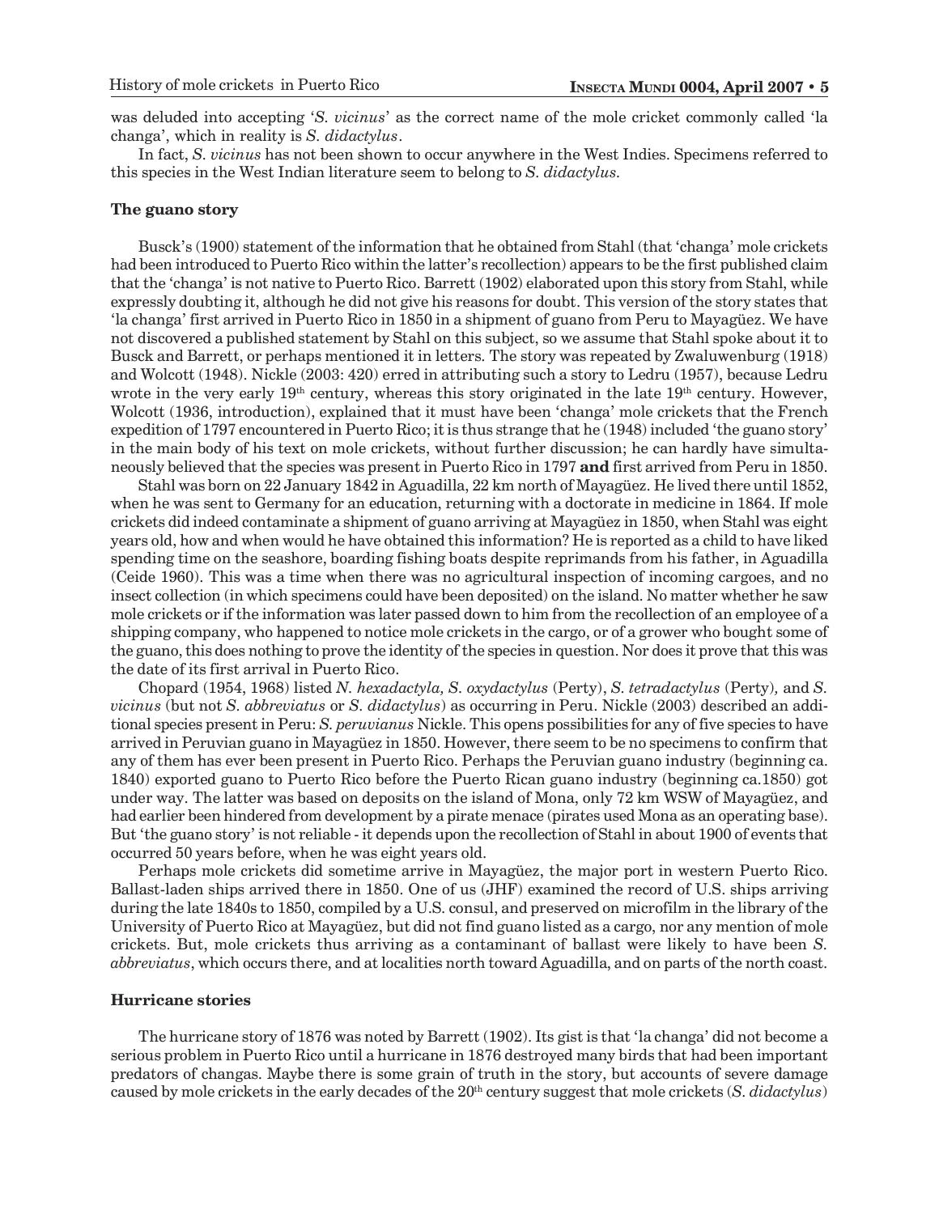was deluded into accepting '*S. vicinus*' as the correct name of the mole cricket commonly called 'la changa', which in reality is *S. didactylus*.

In fact, *S. vicinus* has not been shown to occur anywhere in the West Indies. Specimens referred to this species in the West Indian literature seem to belong to *S. didactylus*.

**The guano story**

Busck's (1900) statement of the information that he obtained from Stahl (that 'changa' mole crickets had been introduced to Puerto Rico within the latter's recollection) appears to be the first published claim that the 'changa' is not native to Puerto Rico. Barrett (1902) elaborated upon this story from Stahl, while expressly doubting it, although he did not give his reasons for doubt. This version of the story states that 'la changa' first arrived in Puerto Rico in 1850 in a shipment of guano from Peru to Mayagüez. We have not discovered a published statement by Stahl on this subject, so we assume that Stahl spoke about it to Busck and Barrett, or perhaps mentioned it in letters. The story was repeated by Zwaluwenburg (1918) and Wolcott (1948). Nickle (2003: 420) erred in attributing such a story to Ledru (1957), because Ledru wrote in the very early 19th century, whereas this story originated in the late 19th century. However, Wolcott (1936, introduction), explained that it must have been 'changa' mole crickets that the French expedition of 1797 encountered in Puerto Rico; it is thus strange that he (1948) included 'the guano story' in the main body of his text on mole crickets, without further discussion; he can hardly have simultaneously believed that the species was present in Puerto Rico in 1797 **and** first arrived from Peru in 1850.

Stahl was born on 22 January 1842 in Aguadilla, 22 km north of Mayagüez. He lived there until 1852, when he was sent to Germany for an education, returning with a doctorate in medicine in 1864. If mole crickets did indeed contaminate a shipment of guano arriving at Mayagüez in 1850, when Stahl was eight years old, how and when would he have obtained this information? He is reported as a child to have liked spending time on the seashore, boarding fishing boats despite reprimands from his father, in Aguadilla (Ceide 1960). This was a time when there was no agricultural inspection of incoming cargoes, and no insect collection (in which specimens could have been deposited) on the island. No matter whether he saw mole crickets or if the information was later passed down to him from the recollection of an employee of a shipping company, who happened to notice mole crickets in the cargo, or of a grower who bought some of the guano, this does nothing to prove the identity of the species in question. Nor does it prove that this was the date of its first arrival in Puerto Rico.

Chopard (1954, 1968) listed *N. hexadactyla, S. oxydactylus* (Perty), *S. tetradactylus* (Perty), and *S. vicinus* (but not *S. abbreviatus* or *S. didactylus*) as occurring in Peru. Nickle (2003) described an additional species present in Peru: *S. peruvianus* Nickle. This opens possibilities for any of five species to have arrived in Peruvian guano in Mayagüez in 1850. However, there seem to be no specimens to confirm that any of them has ever been present in Puerto Rico. Perhaps the Peruvian guano industry (beginning ca. 1840) exported guano to Puerto Rico before the Puerto Rican guano industry (beginning ca.1850) got under way. The latter was based on deposits on the island of Mona, only 72 km WSW of Mayagüez, and had earlier been hindered from development by a pirate menace (pirates used Mona as an operating base). But 'the guano story' is not reliable - it depends upon the recollection of Stahl in about 1900 of events that occurred 50 years before, when he was eight years old.

Perhaps mole crickets did sometime arrive in Mayagüez, the major port in western Puerto Rico. Ballast-laden ships arrived there in 1850. One of us (JHF) examined the record of U.S. ships arriving during the late 1840s to 1850, compiled by a U.S. consul, and preserved on microfilm in the library of the University of Puerto Rico at Mayagüez, but did not find guano listed as a cargo, nor any mention of mole crickets. But, mole crickets thus arriving as a contaminant of ballast were likely to have been *S. abbreviatus*, which occurs there, and at localities north toward Aguadilla, and on parts of the north coast.

**Hurricane stories**

The hurricane story of 1876 was noted by Barrett (1902). Its gist is that 'la changa' did not become a serious problem in Puerto Rico until a hurricane in 1876 destroyed many birds that had been important predators of changas. Maybe there is some grain of truth in the story, but accounts of severe damage caused by mole crickets in the early decades of the 20th century suggest that mole crickets (*S. didactylus*)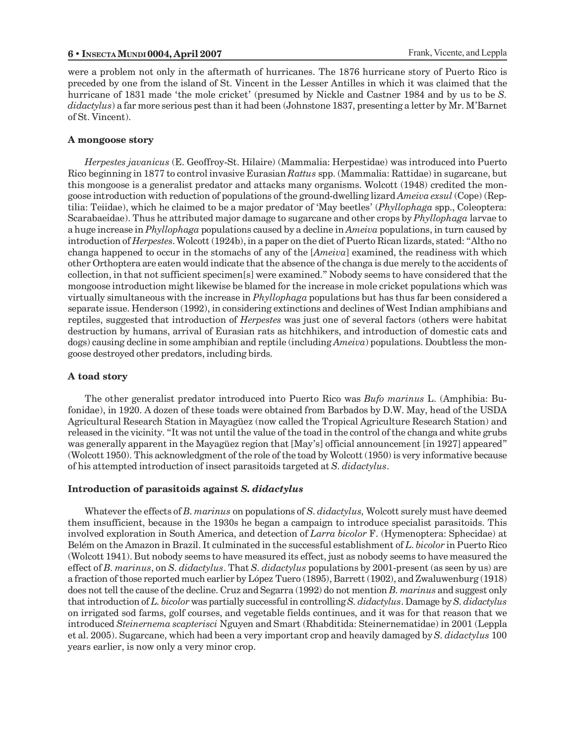were a problem not only in the aftermath of hurricanes. The 1876 hurricane story of Puerto Rico is preceded by one from the island of St. Vincent in the Lesser Antilles in which it was claimed that the hurricane of 1831 made 'the mole cricket' (presumed by Nickle and Castner 1984 and by us to be *S. didactylus*) a far more serious pest than it had been (Johnstone 1837, presenting a letter by Mr. M'Barnet of St. Vincent).

### A mongoose story

*Herpestes javanicus* (E. Geoffroy-St. Hilaire) (Mammalia: Herpestidae) was introduced into Puerto Rico beginning in 1877 to control invasive Eurasian *Rattus* spp. (Mammalia: Rattidae) in sugarcane, but this mongoose is a generalist predator and attacks many organisms. Wolcott (1948) credited the mongoose introduction with reduction of populations of the ground-dwelling lizard *Ameiva exsul* (Cope) (Reptilia: Teiidae), which he claimed to be a major predator of 'May beetles' (*Phyllophaga* spp., Coleoptera: Scarabaeidae). Thus he attributed major damage to sugarcane and other crops by *Phyllophaga* larvae to a huge increase in *Phyllophaga* populations caused by a decline in *Ameiva* populations, in turn caused by introduction of *Herpestes*. Wolcott (1924b), in a paper on the diet of Puerto Rican lizards, stated: "Altho no changa happened to occur in the stomachs of any of the [*Ameiva*] examined, the readiness with which other Orthoptera are eaten would indicate that the absence of the changa is due merely to the accidents of collection, in that not sufficient specimen[s] were examined." Nobody seems to have considered that the mongoose introduction might likewise be blamed for the increase in mole cricket populations which was virtually simultaneous with the increase in *Phyllophaga* populations but has thus far been considered a separate issue. Henderson (1992), in considering extinctions and declines of West Indian amphibians and reptiles, suggested that introduction of *Herpestes* was just one of several factors (others were habitat destruction by humans, arrival of Eurasian rats as hitchhikers, and introduction of domestic cats and dogs) causing decline in some amphibian and reptile (including *Ameiva*) populations. Doubtless the mongoose destroyed other predators, including birds.

### A toad story

The other generalist predator introduced into Puerto Rico was *Bufo marinus* L. (Amphibia: Bufonidae), in 1920. A dozen of these toads were obtained from Barbados by D.W. May, head of the USDA Agricultural Research Station in Mayagüez (now called the Tropical Agriculture Research Station) and released in the vicinity. "It was not until the value of the toad in the control of the changa and white grubs was generally apparent in the Mayagüez region that [May's] official announcement [in 1927] appeared" (Wolcott 1950). This acknowledgment of the role of the toad by Wolcott (1950) is very informative because of his attempted introduction of insect parasitoids targeted at *S. didactylus*.

### Introduction of parasitoids against *S. didactylus*

Whatever the effects of *B. marinus* on populations of *S. didactylus,* Wolcott surely must have deemed them insufficient, because in the 1930s he began a campaign to introduce specialist parasitoids. This involved exploration in South America, and detection of *Larra bicolor* F. (Hymenoptera: Sphecidae) at Belém on the Amazon in Brazil. It culminated in the successful establishment of *L. bicolor* in Puerto Rico (Wolcott 1941). But nobody seems to have measured its effect, just as nobody seems to have measured the effect of *B. marinus*, on *S. didactylus*. That *S. didactylus* populations by 2001-present (as seen by us) are a fraction of those reported much earlier by López Tuero (1895), Barrett (1902), and Zwaluwenburg (1918) does not tell the cause of the decline. Cruz and Segarra (1992) do not mention *B. marinus* and suggest only that introduction of *L. bicolor* was partially successful in controlling *S. didactylus*. Damage by *S. didactylus* on irrigated sod farms, golf courses, and vegetable fields continues, and it was for that reason that we introduced *Steinernema scapterisci* Nguyen and Smart (Rhabditida: Steinernematidae) in 2001 (Leppla et al. 2005). Sugarcane, which had been a very important crop and heavily damaged by *S. didactylus* 100 years earlier, is now only a very minor crop.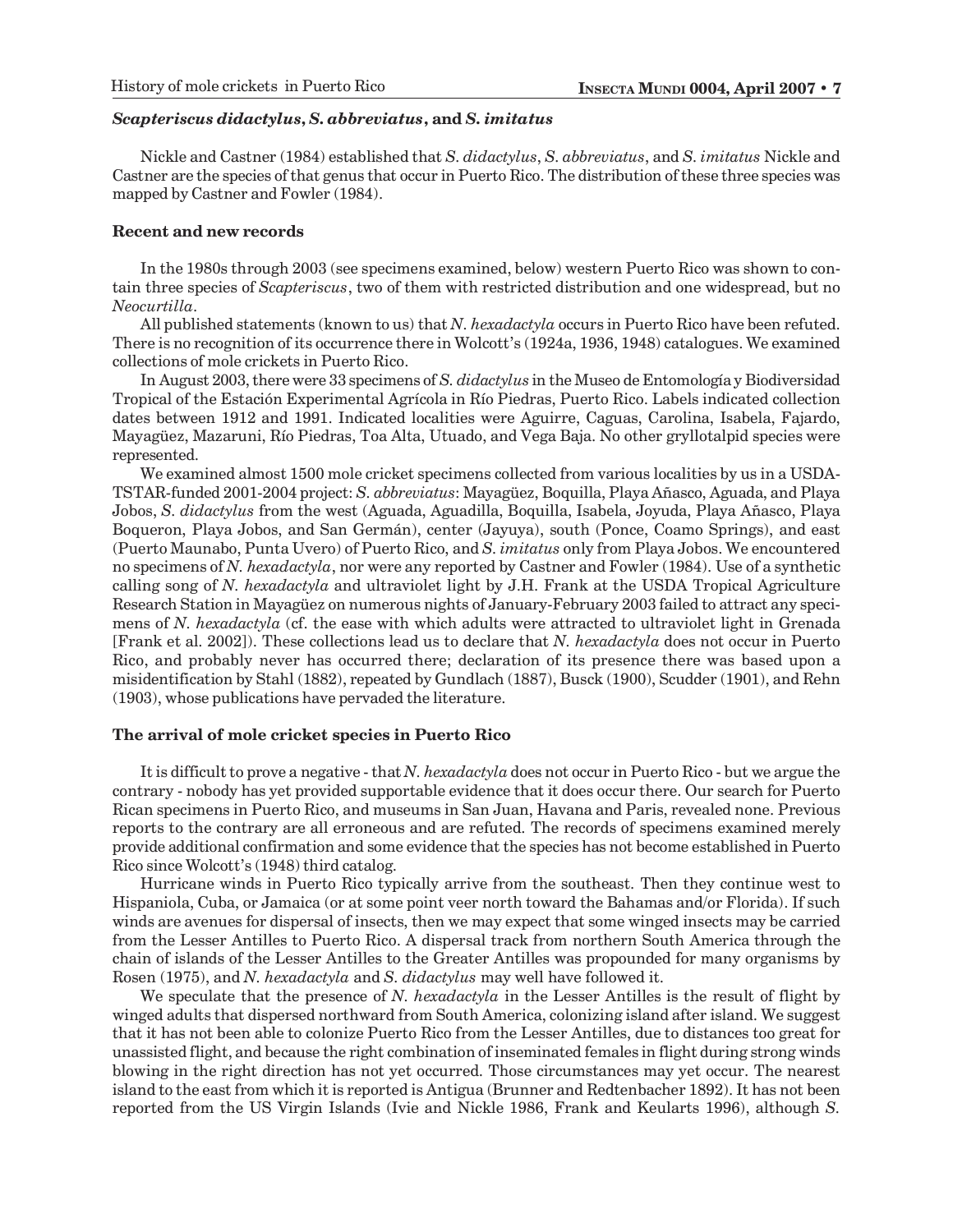### *Scapteriscus didactylus*, *S. abbreviatus*, and *S. imitatus*

Nickle and Castner (1984) established that *S. didactylus*, *S. abbreviatus*, and *S. imitatus* Nickle and Castner are the species of that genus that occur in Puerto Rico. The distribution of these three species was mapped by Castner and Fowler (1984).

### Recent and new records

In the 1980s through 2003 (see specimens examined, below) western Puerto Rico was shown to contain three species of *Scapteriscus*, two of them with restricted distribution and one widespread, but no *Neocurtilla*.

All published statements (known to us) that *N. hexadactyla* occurs in Puerto Rico have been refuted. There is no recognition of its occurrence there in Wolcott's (1924a, 1936, 1948) catalogues. We examined collections of mole crickets in Puerto Rico.

In August 2003, there were 33 specimens of *S. didactylus* in the Museo de Entomología y Biodiversidad Tropical of the Estación Experimental Agrícola in Río Piedras, Puerto Rico. Labels indicated collection dates between 1912 and 1991. Indicated localities were Aguirre, Caguas, Carolina, Isabela, Fajardo, Mayagüez, Mazaruni, Río Piedras, Toa Alta, Utuado, and Vega Baja. No other gryllotalpid species were represented.

We examined almost 1500 mole cricket specimens collected from various localities by us in a USDA-TSTAR-funded 2001-2004 project: *S. abbreviatus*: Mayagüez, Boquilla, Playa Añasco, Aguada, and Playa Jobos, *S. didactylus* from the west (Aguada, Aguadilla, Boquilla, Isabela, Joyuda, Playa Añasco, Playa Boqueron, Playa Jobos, and San Germán), center (Jayuya), south (Ponce, Coamo Springs), and east (Puerto Maunabo, Punta Uvero) of Puerto Rico, and *S. imitatus* only from Playa Jobos. We encountered no specimens of *N. hexadactyla*, nor were any reported by Castner and Fowler (1984). Use of a synthetic calling song of *N. hexadactyla* and ultraviolet light by J.H. Frank at the USDA Tropical Agriculture Research Station in Mayagüez on numerous nights of January-February 2003 failed to attract any specimens of *N. hexadactyla* (cf. the ease with which adults were attracted to ultraviolet light in Grenada [Frank et al. 2002]). These collections lead us to declare that *N. hexadactyla* does not occur in Puerto Rico, and probably never has occurred there; declaration of its presence there was based upon a misidentification by Stahl (1882), repeated by Gundlach (1887), Busck (1900), Scudder (1901), and Rehn (1903), whose publications have pervaded the literature.

### The arrival of mole cricket species in Puerto Rico

It is difficult to prove a negative - that *N. hexadactyla* does not occur in Puerto Rico - but we argue the contrary - nobody has yet provided supportable evidence that it does occur there. Our search for Puerto Rican specimens in Puerto Rico, and museums in San Juan, Havana and Paris, revealed none. Previous reports to the contrary are all erroneous and are refuted. The records of specimens examined merely provide additional confirmation and some evidence that the species has not become established in Puerto Rico since Wolcott's (1948) third catalog.

Hurricane winds in Puerto Rico typically arrive from the southeast. Then they continue west to Hispaniola, Cuba, or Jamaica (or at some point veer north toward the Bahamas and/or Florida). If such winds are avenues for dispersal of insects, then we may expect that some winged insects may be carried from the Lesser Antilles to Puerto Rico. A dispersal track from northern South America through the chain of islands of the Lesser Antilles to the Greater Antilles was propounded for many organisms by Rosen (1975), and *N. hexadactyla* and *S. didactylus* may well have followed it.

We speculate that the presence of *N. hexadactyla* in the Lesser Antilles is the result of flight by winged adults that dispersed northward from South America, colonizing island after island. We suggest that it has not been able to colonize Puerto Rico from the Lesser Antilles, due to distances too great for unassisted flight, and because the right combination of inseminated females in flight during strong winds blowing in the right direction has not yet occurred. Those circumstances may yet occur. The nearest island to the east from which it is reported is Antigua (Brunner and Redtenbacher 1892). It has not been reported from the US Virgin Islands (Ivie and Nickle 1986, Frank and Keularts 1996), although *S.*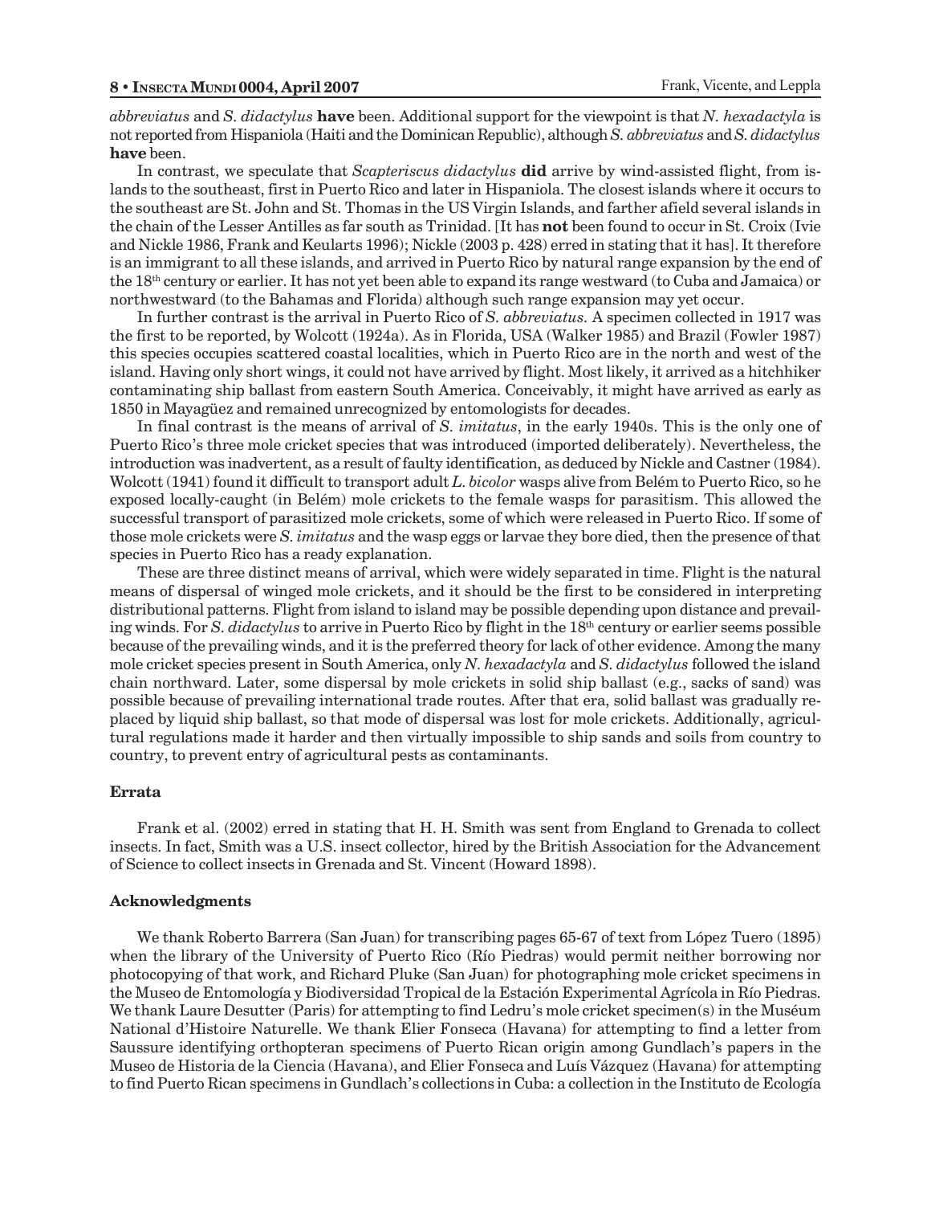*abbreviatus* and *S. didactylus* **have** been. Additional support for the viewpoint is that *N. hexadactyla* is not reported from Hispaniola (Haiti and the Dominican Republic), although *S. abbreviatus* and *S. didactylus* **have** been.

In contrast, we speculate that *Scapteriscus didactylus* **did** arrive by wind-assisted flight, from islands to the southeast, first in Puerto Rico and later in Hispaniola. The closest islands where it occurs to the southeast are St. John and St. Thomas in the US Virgin Islands, and farther afield several islands in the chain of the Lesser Antilles as far south as Trinidad. [It has **not** been found to occur in St. Croix (Ivie and Nickle 1986, Frank and Keularts 1996); Nickle (2003 p. 428) erred in stating that it has]. It therefore is an immigrant to all these islands, and arrived in Puerto Rico by natural range expansion by the end of the 18th century or earlier. It has not yet been able to expand its range westward (to Cuba and Jamaica) or northwestward (to the Bahamas and Florida) although such range expansion may yet occur.

In further contrast is the arrival in Puerto Rico of *S. abbreviatus*. A specimen collected in 1917 was the first to be reported, by Wolcott (1924a). As in Florida, USA (Walker 1985) and Brazil (Fowler 1987) this species occupies scattered coastal localities, which in Puerto Rico are in the north and west of the island. Having only short wings, it could not have arrived by flight. Most likely, it arrived as a hitchhiker contaminating ship ballast from eastern South America. Conceivably, it might have arrived as early as 1850 in Mayagüez and remained unrecognized by entomologists for decades.

In final contrast is the means of arrival of *S. imitatus*, in the early 1940s. This is the only one of Puerto Rico's three mole cricket species that was introduced (imported deliberately). Nevertheless, the introduction was inadvertent, as a result of faulty identification, as deduced by Nickle and Castner (1984). Wolcott (1941) found it difficult to transport adult *L. bicolor* wasps alive from Belém to Puerto Rico, so he exposed locally-caught (in Belém) mole crickets to the female wasps for parasitism. This allowed the successful transport of parasitized mole crickets, some of which were released in Puerto Rico. If some of those mole crickets were *S. imitatus* and the wasp eggs or larvae they bore died, then the presence of that species in Puerto Rico has a ready explanation.

These are three distinct means of arrival, which were widely separated in time. Flight is the natural means of dispersal of winged mole crickets, and it should be the first to be considered in interpreting distributional patterns. Flight from island to island may be possible depending upon distance and prevailing winds. For *S. didactylus* to arrive in Puerto Rico by flight in the 18th century or earlier seems possible because of the prevailing winds, and it is the preferred theory for lack of other evidence. Among the many mole cricket species present in South America, only *N. hexadactyla* and *S. didactylus* followed the island chain northward. Later, some dispersal by mole crickets in solid ship ballast (e.g., sacks of sand) was possible because of prevailing international trade routes. After that era, solid ballast was gradually replaced by liquid ship ballast, so that mode of dispersal was lost for mole crickets. Additionally, agricultural regulations made it harder and then virtually impossible to ship sands and soils from country to country, to prevent entry of agricultural pests as contaminants.

### Errata

Frank et al. (2002) erred in stating that H. H. Smith was sent from England to Grenada to collect insects. In fact, Smith was a U.S. insect collector, hired by the British Association for the Advancement of Science to collect insects in Grenada and St. Vincent (Howard 1898).

### Acknowledgments

We thank Roberto Barrera (San Juan) for transcribing pages 65-67 of text from López Tuero (1895) when the library of the University of Puerto Rico (Río Piedras) would permit neither borrowing nor photocopying of that work, and Richard Pluke (San Juan) for photographing mole cricket specimens in the Museo de Entomología y Biodiversidad Tropical de la Estación Experimental Agrícola in Río Piedras. We thank Laure Desutter (Paris) for attempting to find Ledru's mole cricket specimen(s) in the Muséum National d'Histoire Naturelle. We thank Elier Fonseca (Havana) for attempting to find a letter from Saussure identifying orthopteran specimens of Puerto Rican origin among Gundlach's papers in the Museo de Historia de la Ciencia (Havana), and Elier Fonseca and Luís Vázquez (Havana) for attempting to find Puerto Rican specimens in Gundlach's collections in Cuba: a collection in the Instituto de Ecología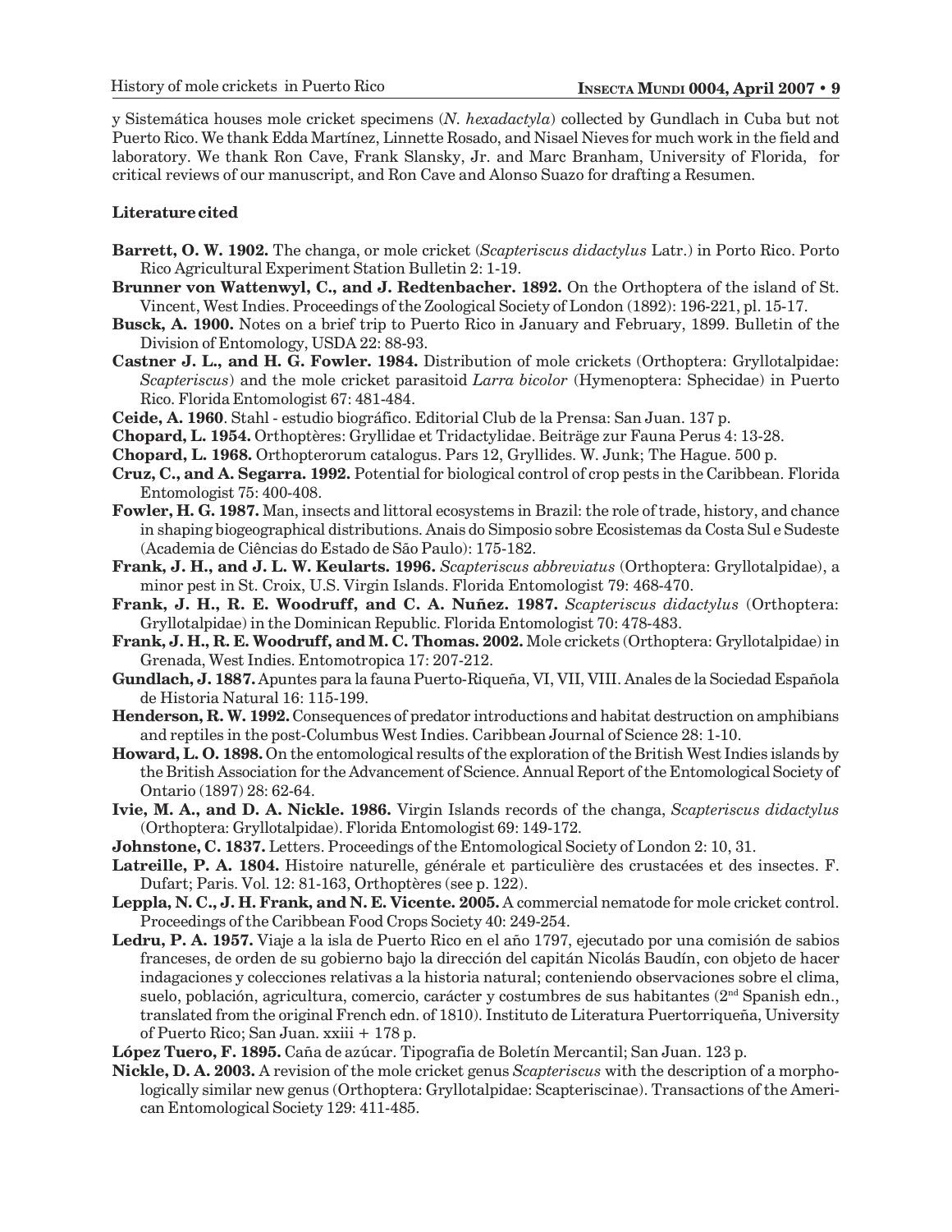y Sistemática houses mole cricket specimens (*N. hexadactyla*) collected by Gundlach in Cuba but not Puerto Rico. We thank Edda Martínez, Linnette Rosado, and Nisael Nieves for much work in the field and laboratory. We thank Ron Cave, Frank Slansky, Jr. and Marc Branham, University of Florida, for critical reviews of our manuscript, and Ron Cave and Alonso Suazo for drafting a Resumen.

### Literature cited

**Barrett, O. W. 1902.** The changa, or mole cricket (*Scapteriscus didactylus* Latr.) in Porto Rico. Porto Rico Agricultural Experiment Station Bulletin 2: 1-19.

**Brunner von Wattenwyl, C., and J. Redtenbacher. 1892.** On the Orthoptera of the island of St. Vincent, West Indies. Proceedings of the Zoological Society of London (1892): 196-221, pl. 15-17.

**Busck, A. 1900.** Notes on a brief trip to Puerto Rico in January and February, 1899. Bulletin of the Division of Entomology, USDA 22: 88-93.

**Castner J. L., and H. G. Fowler. 1984.** Distribution of mole crickets (Orthoptera: Gryllotalpidae: *Scapteriscus*) and the mole cricket parasitoid *Larra bicolor* (Hymenoptera: Sphecidae) in Puerto Rico. Florida Entomologist 67: 481-484.

**Ceide, A. 1960**. Stahl - estudio biográfico. Editorial Club de la Prensa: San Juan. 137 p.

**Chopard, L. 1954.** Orthoptères: Gryllidae et Tridactylidae. Beiträge zur Fauna Perus 4: 13-28.

**Chopard, L. 1968.** Orthopterorum catalogus. Pars 12, Gryllides. W. Junk; The Hague. 500 p.

**Cruz, C., and A. Segarra. 1992.** Potential for biological control of crop pests in the Caribbean. Florida Entomologist 75: 400-408.

**Fowler, H. G. 1987.** Man, insects and littoral ecosystems in Brazil: the role of trade, history, and chance in shaping biogeographical distributions. Anais do Simposio sobre Ecosistemas da Costa Sul e Sudeste (Academia de Ciências do Estado de São Paulo): 175-182.

**Frank, J. H., and J. L. W. Keularts. 1996.** *Scapteriscus abbreviatus* (Orthoptera: Gryllotalpidae), a minor pest in St. Croix, U.S. Virgin Islands. Florida Entomologist 79: 468-470.

**Frank, J. H., R. E. Woodruff, and C. A. Nuñez. 1987.** *Scapteriscus didactylus* (Orthoptera: Gryllotalpidae) in the Dominican Republic. Florida Entomologist 70: 478-483.

**Frank, J. H., R. E. Woodruff, and M. C. Thomas. 2002.** Mole crickets (Orthoptera: Gryllotalpidae) in Grenada, West Indies. Entomotropica 17: 207-212.

**Gundlach, J. 1887.** Apuntes para la fauna Puerto-Riqueña, VI, VII, VIII. Anales de la Sociedad Española de Historia Natural 16: 115-199.

**Henderson, R. W. 1992.** Consequences of predator introductions and habitat destruction on amphibians and reptiles in the post-Columbus West Indies. Caribbean Journal of Science 28: 1-10.

**Howard, L. O. 1898.** On the entomological results of the exploration of the British West Indies islands by the British Association for the Advancement of Science. Annual Report of the Entomological Society of Ontario (1897) 28: 62-64.

**Ivie, M. A., and D. A. Nickle. 1986.** Virgin Islands records of the changa, *Scapteriscus didactylus* (Orthoptera: Gryllotalpidae). Florida Entomologist 69: 149-172.

**Johnstone, C. 1837.** Letters. Proceedings of the Entomological Society of London 2: 10, 31.

**Latreille, P. A. 1804.** Histoire naturelle, générale et particulière des crustacées et des insectes. F. Dufart; Paris. Vol. 12: 81-163, Orthoptères (see p. 122).

**Leppla, N. C., J. H. Frank, and N. E. Vicente. 2005.** A commercial nematode for mole cricket control. Proceedings of the Caribbean Food Crops Society 40: 249-254.

**Ledru, P. A. 1957.** Viaje a la isla de Puerto Rico en el año 1797, ejecutado por una comisión de sabios franceses, de orden de su gobierno bajo la dirección del capitán Nicolás Baudín, con objeto de hacer indagaciones y colecciones relativas a la historia natural; conteniendo observaciones sobre el clima, suelo, población, agricultura, comercio, carácter y costumbres de sus habitantes (2nd Spanish edn., translated from the original French edn. of 1810). Instituto de Literatura Puertorriqueña, University of Puerto Rico; San Juan. xxiii + 178 p.

**López Tuero, F. 1895.** Caña de azúcar. Tipografía de Boletín Mercantil; San Juan. 123 p.

**Nickle, D. A. 2003.** A revision of the mole cricket genus *Scapteriscus* with the description of a morphologically similar new genus (Orthoptera: Gryllotalpidae: Scapteriscinae). Transactions of the American Entomological Society 129: 411-485.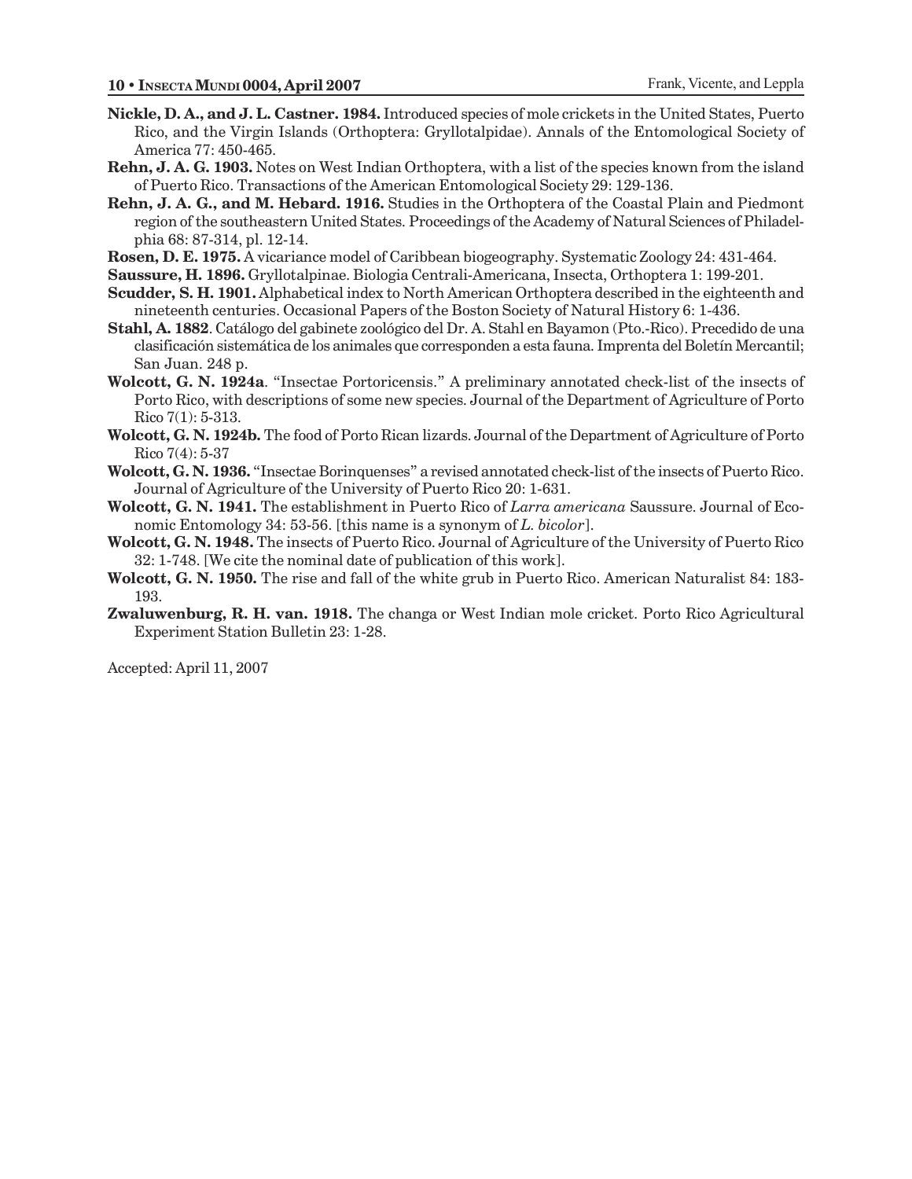**Nickle, D. A., and J. L. Castner. 1984.** Introduced species of mole crickets in the United States, Puerto Rico, and the Virgin Islands (Orthoptera: Gryllotalpidae). Annals of the Entomological Society of America 77: 450-465.

**Rehn, J. A. G. 1903.** Notes on West Indian Orthoptera, with a list of the species known from the island of Puerto Rico. Transactions of the American Entomological Society 29: 129-136.

**Rehn, J. A. G., and M. Hebard. 1916.** Studies in the Orthoptera of the Coastal Plain and Piedmont region of the southeastern United States. Proceedings of the Academy of Natural Sciences of Philadelphia 68: 87-314, pl. 12-14.

**Rosen, D. E. 1975.** A vicariance model of Caribbean biogeography. Systematic Zoology 24: 431-464.

**Saussure, H. 1896.** Gryllotalpinae. Biologia Centrali-Americana, Insecta, Orthoptera 1: 199-201.

**Scudder, S. H. 1901.** Alphabetical index to North American Orthoptera described in the eighteenth and nineteenth centuries. Occasional Papers of the Boston Society of Natural History 6: 1-436.

**Stahl, A. 1882**. Catálogo del gabinete zoológico del Dr. A. Stahl en Bayamon (Pto.-Rico). Precedido de una clasificación sistemática de los animales que corresponden a esta fauna. Imprenta del Boletín Mercantil; San Juan. 248 p.

**Wolcott, G. N. 1924a**. "Insectae Portoricensis." A preliminary annotated check-list of the insects of Porto Rico, with descriptions of some new species. Journal of the Department of Agriculture of Porto Rico 7(1): 5-313.

**Wolcott, G. N. 1924b.** The food of Porto Rican lizards. Journal of the Department of Agriculture of Porto Rico 7(4): 5-37

**Wolcott, G. N. 1936.** "Insectae Borinquenses" a revised annotated check-list of the insects of Puerto Rico. Journal of Agriculture of the University of Puerto Rico 20: 1-631.

**Wolcott, G. N. 1941.** The establishment in Puerto Rico of *Larra americana* Saussure. Journal of Economic Entomology 34: 53-56. [this name is a synonym of *L. bicolor*].

**Wolcott, G. N. 1948.** The insects of Puerto Rico. Journal of Agriculture of the University of Puerto Rico 32: 1-748. [We cite the nominal date of publication of this work].

**Wolcott, G. N. 1950.** The rise and fall of the white grub in Puerto Rico. American Naturalist 84: 183-193.

**Zwaluwenburg, R. H. van. 1918.** The changa or West Indian mole cricket. Porto Rico Agricultural Experiment Station Bulletin 23: 1-28.

Accepted: April 11, 2007